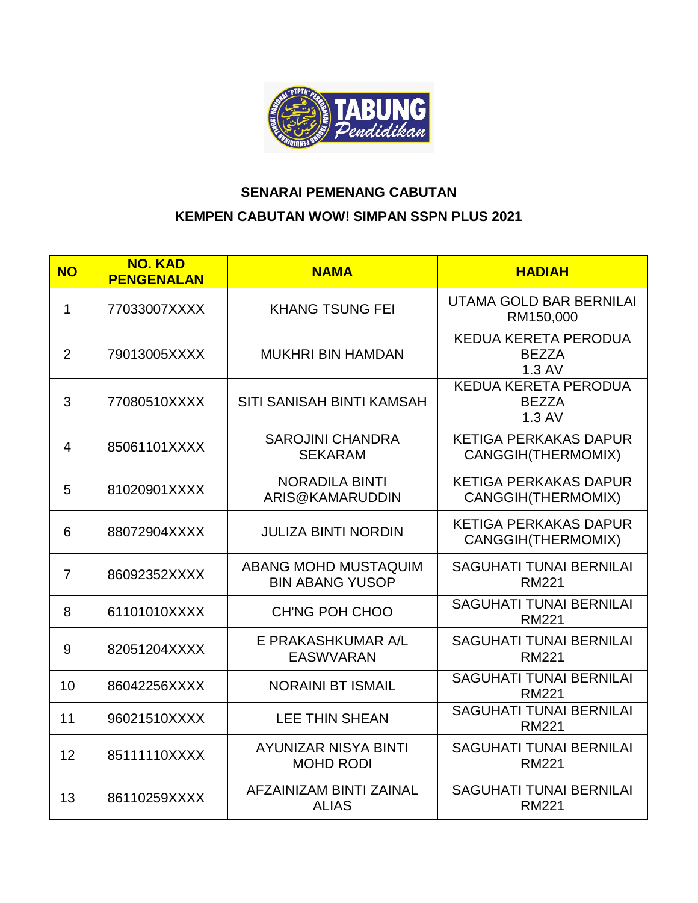## SENARAI PEMENANG CABUTAN

## KEMPEN CABUTAN WOW! SIMPAN SSPN PLUS 2021

| NO | NO. KAD PENGENALAN | NAMA | HADIAH |
|---|---|---|---|
| 1 | 77033007XXXX | KHANG TSUNG FEI | UTAMA GOLD BAR BERNILAI RM150,000 |
| 2 | 79013005XXXX | MUKHRI BIN HAMDAN | KEDUA KERETA PERODUA BEZZA 1.3 AV |
| 3 | 77080510XXXX | SITI SANISAH BINTI KAMSAH | KEDUA KERETA PERODUA BEZZA 1.3 AV |
| 4 | 85061101XXXX | SAROJINI CHANDRA SEKARAM | KETIGA PERKAKAS DAPUR CANGGIH(THERMOMIX) |
| 5 | 81020901XXXX | NORADILA BINTI ARIS@KAMARUDDIN | KETIGA PERKAKAS DAPUR CANGGIH(THERMOMIX) |
| 6 | 88072904XXXX | JULIZA BINTI NORDIN | KETIGA PERKAKAS DAPUR CANGGIH(THERMOMIX) |
| 7 | 86092352XXXX | ABANG MOHD MUSTAQUIM BIN ABANG YUSOP | SAGUHATI TUNAI BERNILAI RM221 |
| 8 | 61101010XXXX | CH'NG POH CHOO | SAGUHATI TUNAI BERNILAI RM221 |
| 9 | 82051204XXXX | E PRAKASHKUMAR A/L EASWVARAN | SAGUHATI TUNAI BERNILAI RM221 |
| 10 | 86042256XXXX | NORAINI BT ISMAIL | SAGUHATI TUNAI BERNILAI RM221 |
| 11 | 96021510XXXX | LEE THIN SHEAN | SAGUHATI TUNAI BERNILAI RM221 |
| 12 | 85111110XXXX | AYUNIZAR NISYA BINTI MOHD RODI | SAGUHATI TUNAI BERNILAI RM221 |
| 13 | 86110259XXXX | AFZAINIZAM BINTI ZAINAL ALIAS | SAGUHATI TUNAI BERNILAI RM221 |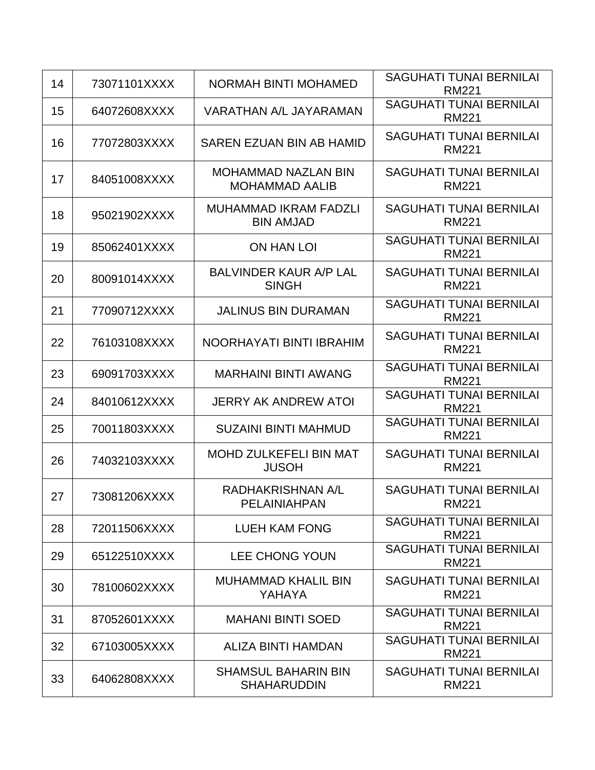| 14 | 73071101XXXX | NORMAH BINTI MOHAMED | SAGUHATI TUNAI BERNILAI RM221 |
|---|---|---|---|
| 15 | 64072608XXXX | VARATHAN A/L JAYARAMAN | SAGUHATI TUNAI BERNILAI RM221 |
| 16 | 77072803XXXX | SAREN EZUAN BIN AB HAMID | SAGUHATI TUNAI BERNILAI RM221 |
| 17 | 84051008XXXX | MOHAMMAD NAZLAN BIN MOHAMMAD AALIB | SAGUHATI TUNAI BERNILAI RM221 |
| 18 | 95021902XXXX | MUHAMMAD IKRAM FADZLI BIN AMJAD | SAGUHATI TUNAI BERNILAI RM221 |
| 19 | 85062401XXXX | ON HAN LOI | SAGUHATI TUNAI BERNILAI RM221 |
| 20 | 80091014XXXX | BALVINDER KAUR A/P LAL SINGH | SAGUHATI TUNAI BERNILAI RM221 |
| 21 | 77090712XXXX | JALINUS BIN DURAMAN | SAGUHATI TUNAI BERNILAI RM221 |
| 22 | 76103108XXXX | NOORHAYATI BINTI IBRAHIM | SAGUHATI TUNAI BERNILAI RM221 |
| 23 | 69091703XXXX | MARHAINI BINTI AWANG | SAGUHATI TUNAI BERNILAI RM221 |
| 24 | 84010612XXXX | JERRY AK ANDREW ATOI | SAGUHATI TUNAI BERNILAI RM221 |
| 25 | 70011803XXXX | SUZAINI BINTI MAHMUD | SAGUHATI TUNAI BERNILAI RM221 |
| 26 | 74032103XXXX | MOHD ZULKEFELI BIN MAT JUSOH | SAGUHATI TUNAI BERNILAI RM221 |
| 27 | 73081206XXXX | RADHAKRISHNAN A/L PELAINIAHPAN | SAGUHATI TUNAI BERNILAI RM221 |
| 28 | 72011506XXXX | LUEH KAM FONG | SAGUHATI TUNAI BERNILAI RM221 |
| 29 | 65122510XXXX | LEE CHONG YOUN | SAGUHATI TUNAI BERNILAI RM221 |
| 30 | 78100602XXXX | MUHAMMAD KHALIL BIN YAHAYA | SAGUHATI TUNAI BERNILAI RM221 |
| 31 | 87052601XXXX | MAHANI BINTI SOED | SAGUHATI TUNAI BERNILAI RM221 |
| 32 | 67103005XXXX | ALIZA BINTI HAMDAN | SAGUHATI TUNAI BERNILAI RM221 |
| 33 | 64062808XXXX | SHAMSUL BAHARIN BIN SHAHARUDDIN | SAGUHATI TUNAI BERNILAI RM221 |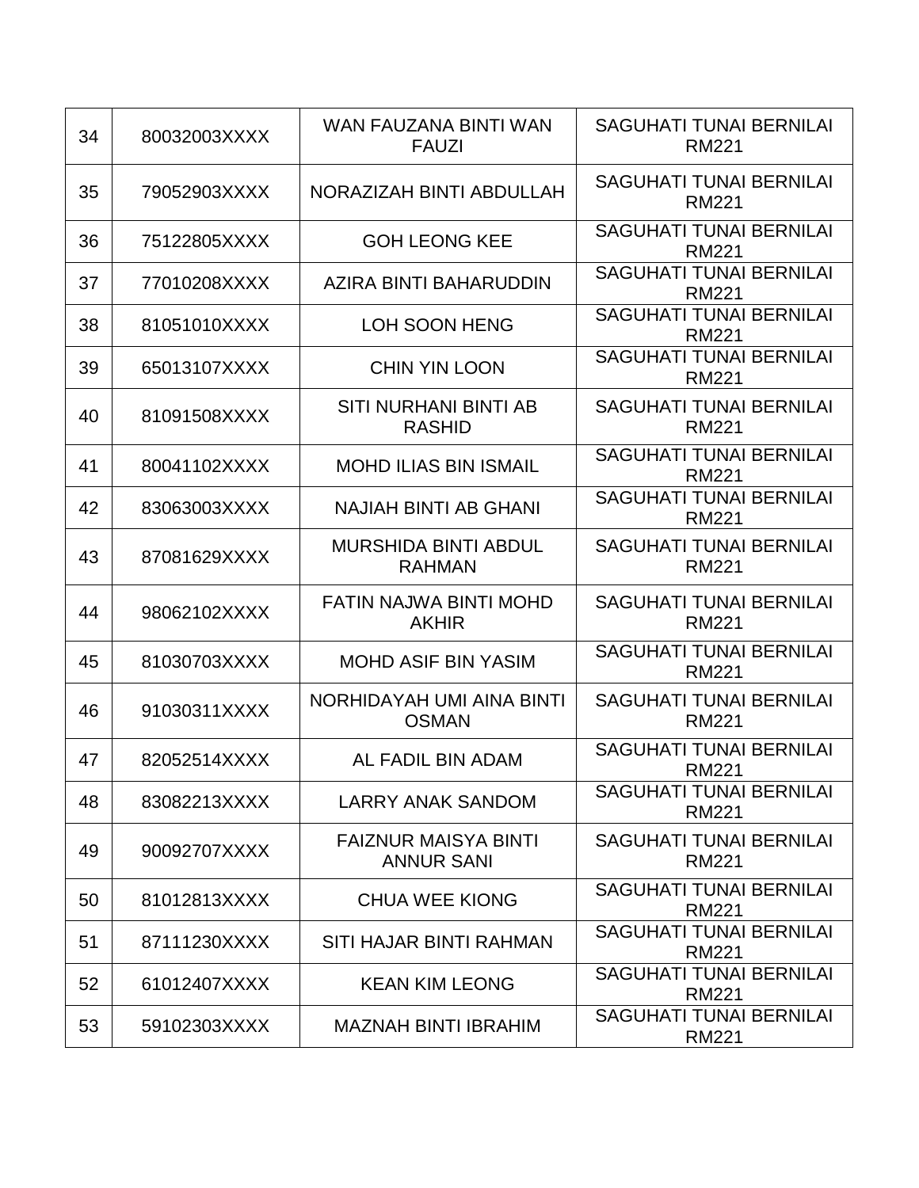| 34 | 80032003XXXX | WAN FAUZANA BINTI WAN FAUZI | SAGUHATI TUNAI BERNILAI RM221 |
|---|---|---|---|
| 35 | 79052903XXXX | NORAZIZAH BINTI ABDULLAH | SAGUHATI TUNAI BERNILAI RM221 |
| 36 | 75122805XXXX | GOH LEONG KEE | SAGUHATI TUNAI BERNILAI RM221 |
| 37 | 77010208XXXX | AZIRA BINTI BAHARUDDIN | SAGUHATI TUNAI BERNILAI RM221 |
| 38 | 81051010XXXX | LOH SOON HENG | SAGUHATI TUNAI BERNILAI RM221 |
| 39 | 65013107XXXX | CHIN YIN LOON | SAGUHATI TUNAI BERNILAI RM221 |
| 40 | 81091508XXXX | SITI NURHANI BINTI AB RASHID | SAGUHATI TUNAI BERNILAI RM221 |
| 41 | 80041102XXXX | MOHD ILIAS BIN ISMAIL | SAGUHATI TUNAI BERNILAI RM221 |
| 42 | 83063003XXXX | NAJIAH BINTI AB GHANI | SAGUHATI TUNAI BERNILAI RM221 |
| 43 | 87081629XXXX | MURSHIDA BINTI ABDUL RAHMAN | SAGUHATI TUNAI BERNILAI RM221 |
| 44 | 98062102XXXX | FATIN NAJWA BINTI MOHD AKHIR | SAGUHATI TUNAI BERNILAI RM221 |
| 45 | 81030703XXXX | MOHD ASIF BIN YASIM | SAGUHATI TUNAI BERNILAI RM221 |
| 46 | 91030311XXXX | NORHIDAYAH UMI AINA BINTI OSMAN | SAGUHATI TUNAI BERNILAI RM221 |
| 47 | 82052514XXXX | AL FADIL BIN ADAM | SAGUHATI TUNAI BERNILAI RM221 |
| 48 | 83082213XXXX | LARRY ANAK SANDOM | SAGUHATI TUNAI BERNILAI RM221 |
| 49 | 90092707XXXX | FAIZNUR MAISYA BINTI ANNUR SANI | SAGUHATI TUNAI BERNILAI RM221 |
| 50 | 81012813XXXX | CHUA WEE KIONG | SAGUHATI TUNAI BERNILAI RM221 |
| 51 | 87111230XXXX | SITI HAJAR BINTI RAHMAN | SAGUHATI TUNAI BERNILAI RM221 |
| 52 | 61012407XXXX | KEAN KIM LEONG | SAGUHATI TUNAI BERNILAI RM221 |
| 53 | 59102303XXXX | MAZNAH BINTI IBRAHIM | SAGUHATI TUNAI BERNILAI RM221 |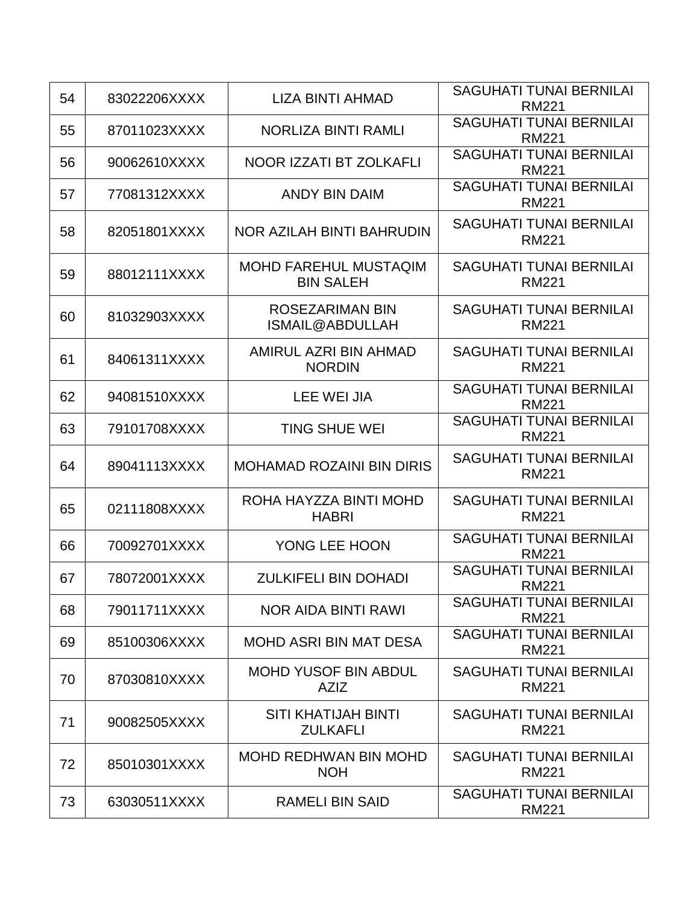| 54 | 83022206XXXX | LIZA BINTI AHMAD | SAGUHATI TUNAI BERNILAI RM221 |
|---|---|---|---|
| 55 | 87011023XXXX | NORLIZA BINTI RAMLI | SAGUHATI TUNAI BERNILAI RM221 |
| 56 | 90062610XXXX | NOOR IZZATI BT ZOLKAFLI | SAGUHATI TUNAI BERNILAI RM221 |
| 57 | 77081312XXXX | ANDY BIN DAIM | SAGUHATI TUNAI BERNILAI RM221 |
| 58 | 82051801XXXX | NOR AZILAH BINTI BAHRUDIN | SAGUHATI TUNAI BERNILAI RM221 |
| 59 | 88012111XXXX | MOHD FAREHUL MUSTAQIM BIN SALEH | SAGUHATI TUNAI BERNILAI RM221 |
| 60 | 81032903XXXX | ROSEZARIMAN BIN ISMAIL@ABDULLAH | SAGUHATI TUNAI BERNILAI RM221 |
| 61 | 84061311XXXX | AMIRUL AZRI BIN AHMAD NORDIN | SAGUHATI TUNAI BERNILAI RM221 |
| 62 | 94081510XXXX | LEE WEI JIA | SAGUHATI TUNAI BERNILAI RM221 |
| 63 | 79101708XXXX | TING SHUE WEI | SAGUHATI TUNAI BERNILAI RM221 |
| 64 | 89041113XXXX | MOHAMAD ROZAINI BIN DIRIS | SAGUHATI TUNAI BERNILAI RM221 |
| 65 | 02111808XXXX | ROHA HAYZZA BINTI MOHD HABRI | SAGUHATI TUNAI BERNILAI RM221 |
| 66 | 70092701XXXX | YONG LEE HOON | SAGUHATI TUNAI BERNILAI RM221 |
| 67 | 78072001XXXX | ZULKIFELI BIN DOHADI | SAGUHATI TUNAI BERNILAI RM221 |
| 68 | 79011711XXXX | NOR AIDA BINTI RAWI | SAGUHATI TUNAI BERNILAI RM221 |
| 69 | 85100306XXXX | MOHD ASRI BIN MAT DESA | SAGUHATI TUNAI BERNILAI RM221 |
| 70 | 87030810XXXX | MOHD YUSOF BIN ABDUL AZIZ | SAGUHATI TUNAI BERNILAI RM221 |
| 71 | 90082505XXXX | SITI KHATIJAH BINTI ZULKAFLI | SAGUHATI TUNAI BERNILAI RM221 |
| 72 | 85010301XXXX | MOHD REDHWAN BIN MOHD NOH | SAGUHATI TUNAI BERNILAI RM221 |
| 73 | 63030511XXXX | RAMELI BIN SAID | SAGUHATI TUNAI BERNILAI RM221 |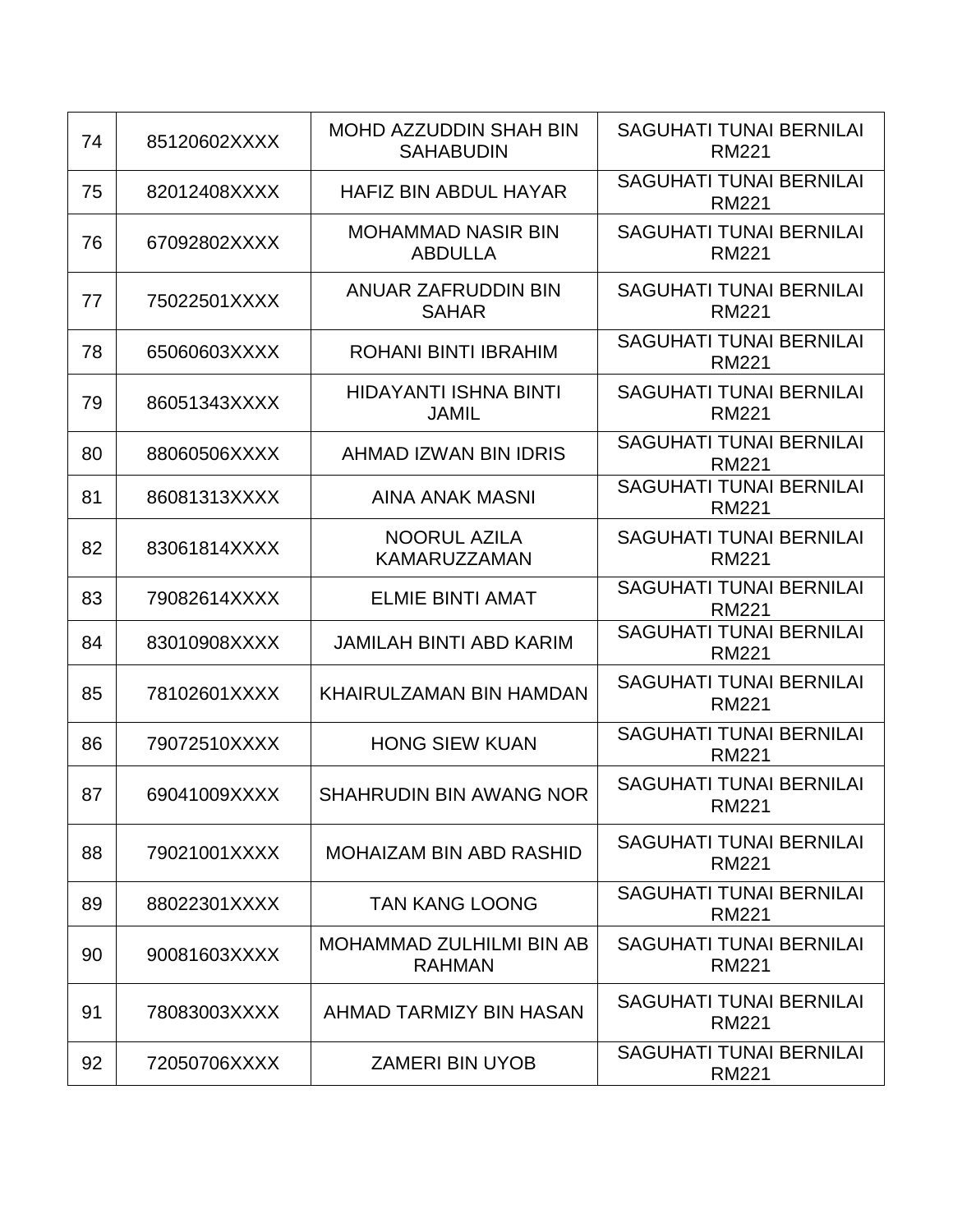| 74 | 85120602XXXX | MOHD AZZUDDIN SHAH BIN SAHABUDIN | SAGUHATI TUNAI BERNILAI RM221 |
|---|---|---|---|
| 75 | 82012408XXXX | HAFIZ BIN ABDUL HAYAR | SAGUHATI TUNAI BERNILAI RM221 |
| 76 | 67092802XXXX | MOHAMMAD NASIR BIN ABDULLA | SAGUHATI TUNAI BERNILAI RM221 |
| 77 | 75022501XXXX | ANUAR ZAFRUDDIN BIN SAHAR | SAGUHATI TUNAI BERNILAI RM221 |
| 78 | 65060603XXXX | ROHANI BINTI IBRAHIM | SAGUHATI TUNAI BERNILAI RM221 |
| 79 | 86051343XXXX | HIDAYANTI ISHNA BINTI JAMIL | SAGUHATI TUNAI BERNILAI RM221 |
| 80 | 88060506XXXX | AHMAD IZWAN BIN IDRIS | SAGUHATI TUNAI BERNILAI RM221 |
| 81 | 86081313XXXX | AINA ANAK MASNI | SAGUHATI TUNAI BERNILAI RM221 |
| 82 | 83061814XXXX | NOORUL AZILA KAMARUZZAMAN | SAGUHATI TUNAI BERNILAI RM221 |
| 83 | 79082614XXXX | ELMIE BINTI AMAT | SAGUHATI TUNAI BERNILAI RM221 |
| 84 | 83010908XXXX | JAMILAH BINTI ABD KARIM | SAGUHATI TUNAI BERNILAI RM221 |
| 85 | 78102601XXXX | KHAIRULZAMAN BIN HAMDAN | SAGUHATI TUNAI BERNILAI RM221 |
| 86 | 79072510XXXX | HONG SIEW KUAN | SAGUHATI TUNAI BERNILAI RM221 |
| 87 | 69041009XXXX | SHAHRUDIN BIN AWANG NOR | SAGUHATI TUNAI BERNILAI RM221 |
| 88 | 79021001XXXX | MOHAIZAM BIN ABD RASHID | SAGUHATI TUNAI BERNILAI RM221 |
| 89 | 88022301XXXX | TAN KANG LOONG | SAGUHATI TUNAI BERNILAI RM221 |
| 90 | 90081603XXXX | MOHAMMAD ZULHILMI BIN AB RAHMAN | SAGUHATI TUNAI BERNILAI RM221 |
| 91 | 78083003XXXX | AHMAD TARMIZY BIN HASAN | SAGUHATI TUNAI BERNILAI RM221 |
| 92 | 72050706XXXX | ZAMERI BIN UYOB | SAGUHATI TUNAI BERNILAI RM221 |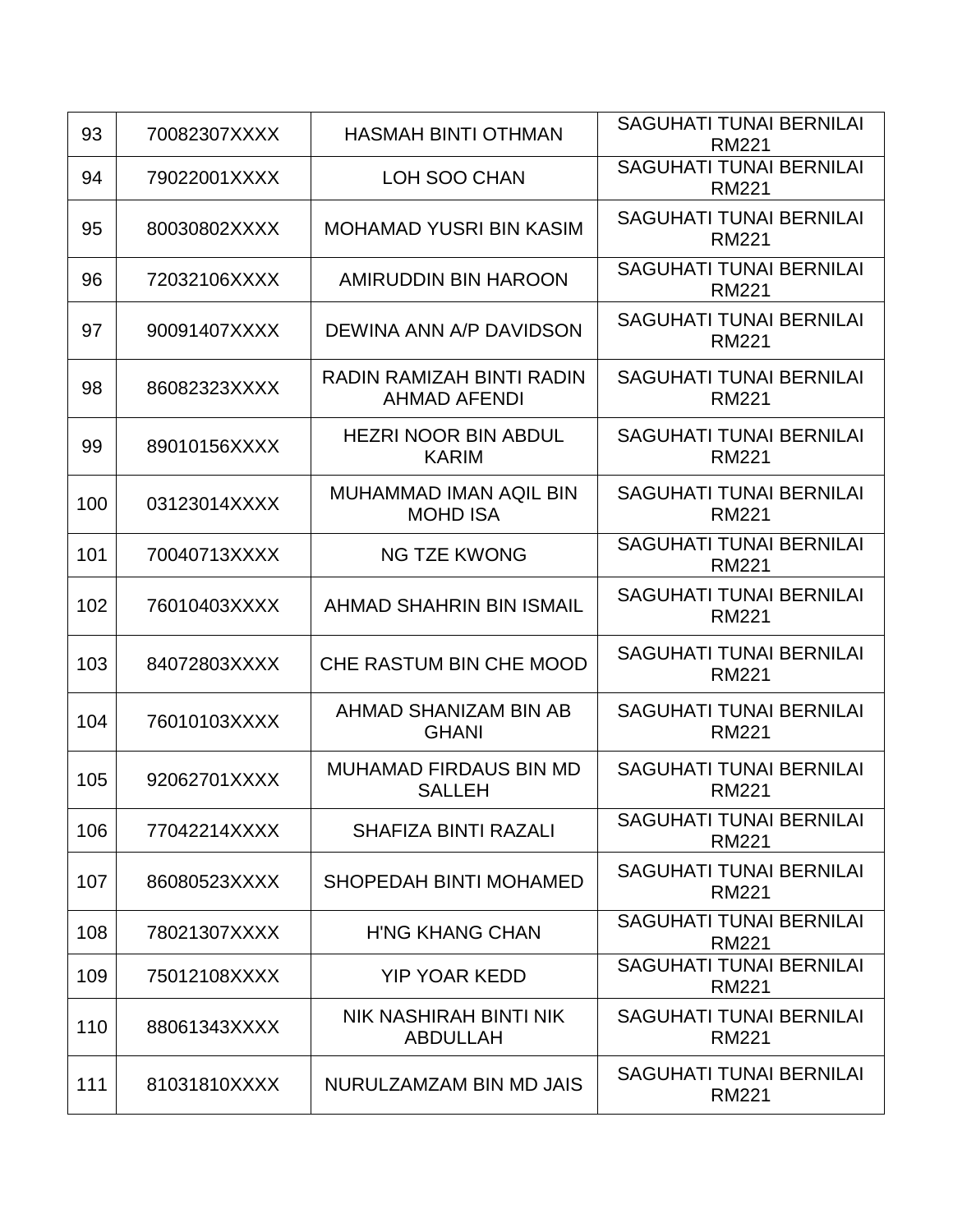| 93 | 70082307XXXX | HASMAH BINTI OTHMAN | SAGUHATI TUNAI BERNILAI RM221 |
|---|---|---|---|
| 94 | 79022001XXXX | LOH SOO CHAN | SAGUHATI TUNAI BERNILAI RM221 |
| 95 | 80030802XXXX | MOHAMAD YUSRI BIN KASIM | SAGUHATI TUNAI BERNILAI RM221 |
| 96 | 72032106XXXX | AMIRUDDIN BIN HAROON | SAGUHATI TUNAI BERNILAI RM221 |
| 97 | 90091407XXXX | DEWINA ANN A/P DAVIDSON | SAGUHATI TUNAI BERNILAI RM221 |
| 98 | 86082323XXXX | RADIN RAMIZAH BINTI RADIN AHMAD AFENDI | SAGUHATI TUNAI BERNILAI RM221 |
| 99 | 89010156XXXX | HEZRI NOOR BIN ABDUL KARIM | SAGUHATI TUNAI BERNILAI RM221 |
| 100 | 03123014XXXX | MUHAMMAD IMAN AQIL BIN MOHD ISA | SAGUHATI TUNAI BERNILAI RM221 |
| 101 | 70040713XXXX | NG TZE KWONG | SAGUHATI TUNAI BERNILAI RM221 |
| 102 | 76010403XXXX | AHMAD SHAHRIN BIN ISMAIL | SAGUHATI TUNAI BERNILAI RM221 |
| 103 | 84072803XXXX | CHE RASTUM BIN CHE MOOD | SAGUHATI TUNAI BERNILAI RM221 |
| 104 | 76010103XXXX | AHMAD SHANIZAM BIN AB GHANI | SAGUHATI TUNAI BERNILAI RM221 |
| 105 | 92062701XXXX | MUHAMAD FIRDAUS BIN MD SALLEH | SAGUHATI TUNAI BERNILAI RM221 |
| 106 | 77042214XXXX | SHAFIZA BINTI RAZALI | SAGUHATI TUNAI BERNILAI RM221 |
| 107 | 86080523XXXX | SHOPEDAH BINTI MOHAMED | SAGUHATI TUNAI BERNILAI RM221 |
| 108 | 78021307XXXX | H'NG KHANG CHAN | SAGUHATI TUNAI BERNILAI RM221 |
| 109 | 75012108XXXX | YIP YOAR KEDD | SAGUHATI TUNAI BERNILAI RM221 |
| 110 | 88061343XXXX | NIK NASHIRAH BINTI NIK ABDULLAH | SAGUHATI TUNAI BERNILAI RM221 |
| 111 | 81031810XXXX | NURULZAMZAM BIN MD JAIS | SAGUHATI TUNAI BERNILAI RM221 |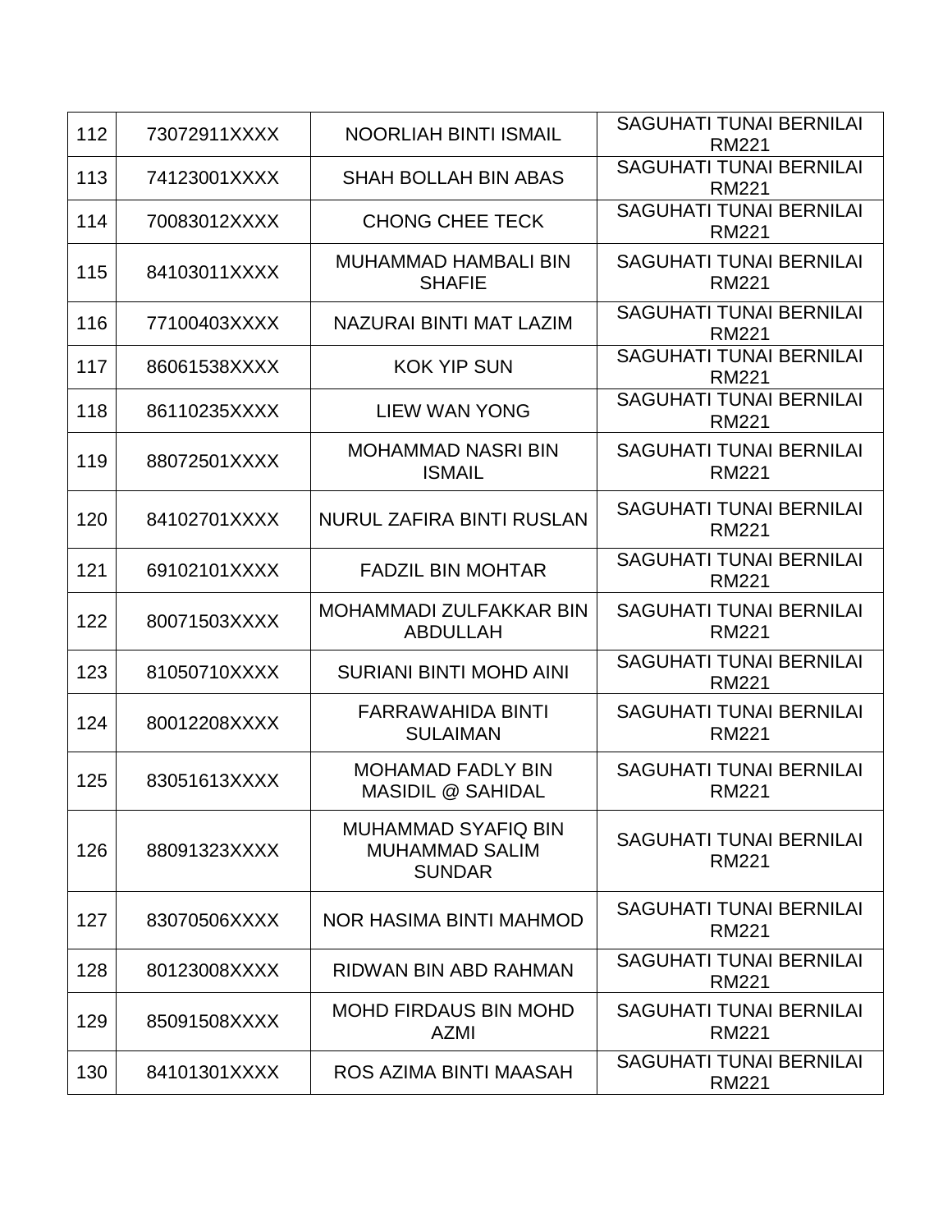| 112 | 73072911XXXX | NOORLIAH BINTI ISMAIL | SAGUHATI TUNAI BERNILAI RM221 |
|---|---|---|---|
| 113 | 74123001XXXX | SHAH BOLLAH BIN ABAS | SAGUHATI TUNAI BERNILAI RM221 |
| 114 | 70083012XXXX | CHONG CHEE TECK | SAGUHATI TUNAI BERNILAI RM221 |
| 115 | 84103011XXXX | MUHAMMAD HAMBALI BIN SHAFIE | SAGUHATI TUNAI BERNILAI RM221 |
| 116 | 77100403XXXX | NAZURAI BINTI MAT LAZIM | SAGUHATI TUNAI BERNILAI RM221 |
| 117 | 86061538XXXX | KOK YIP SUN | SAGUHATI TUNAI BERNILAI RM221 |
| 118 | 86110235XXXX | LIEW WAN YONG | SAGUHATI TUNAI BERNILAI RM221 |
| 119 | 88072501XXXX | MOHAMMAD NASRI BIN ISMAIL | SAGUHATI TUNAI BERNILAI RM221 |
| 120 | 84102701XXXX | NURUL ZAFIRA BINTI RUSLAN | SAGUHATI TUNAI BERNILAI RM221 |
| 121 | 69102101XXXX | FADZIL BIN MOHTAR | SAGUHATI TUNAI BERNILAI RM221 |
| 122 | 80071503XXXX | MOHAMMADI ZULFAKKAR BIN ABDULLAH | SAGUHATI TUNAI BERNILAI RM221 |
| 123 | 81050710XXXX | SURIANI BINTI MOHD AINI | SAGUHATI TUNAI BERNILAI RM221 |
| 124 | 80012208XXXX | FARRAWAHIDA BINTI SULAIMAN | SAGUHATI TUNAI BERNILAI RM221 |
| 125 | 83051613XXXX | MOHAMAD FADLY BIN MASIDIL @ SAHIDAL | SAGUHATI TUNAI BERNILAI RM221 |
| 126 | 88091323XXXX | MUHAMMAD SYAFIQ BIN MUHAMMAD SALIM SUNDAR | SAGUHATI TUNAI BERNILAI RM221 |
| 127 | 83070506XXXX | NOR HASIMA BINTI MAHMOD | SAGUHATI TUNAI BERNILAI RM221 |
| 128 | 80123008XXXX | RIDWAN BIN ABD RAHMAN | SAGUHATI TUNAI BERNILAI RM221 |
| 129 | 85091508XXXX | MOHD FIRDAUS BIN MOHD AZMI | SAGUHATI TUNAI BERNILAI RM221 |
| 130 | 84101301XXXX | ROS AZIMA BINTI MAASAH | SAGUHATI TUNAI BERNILAI RM221 |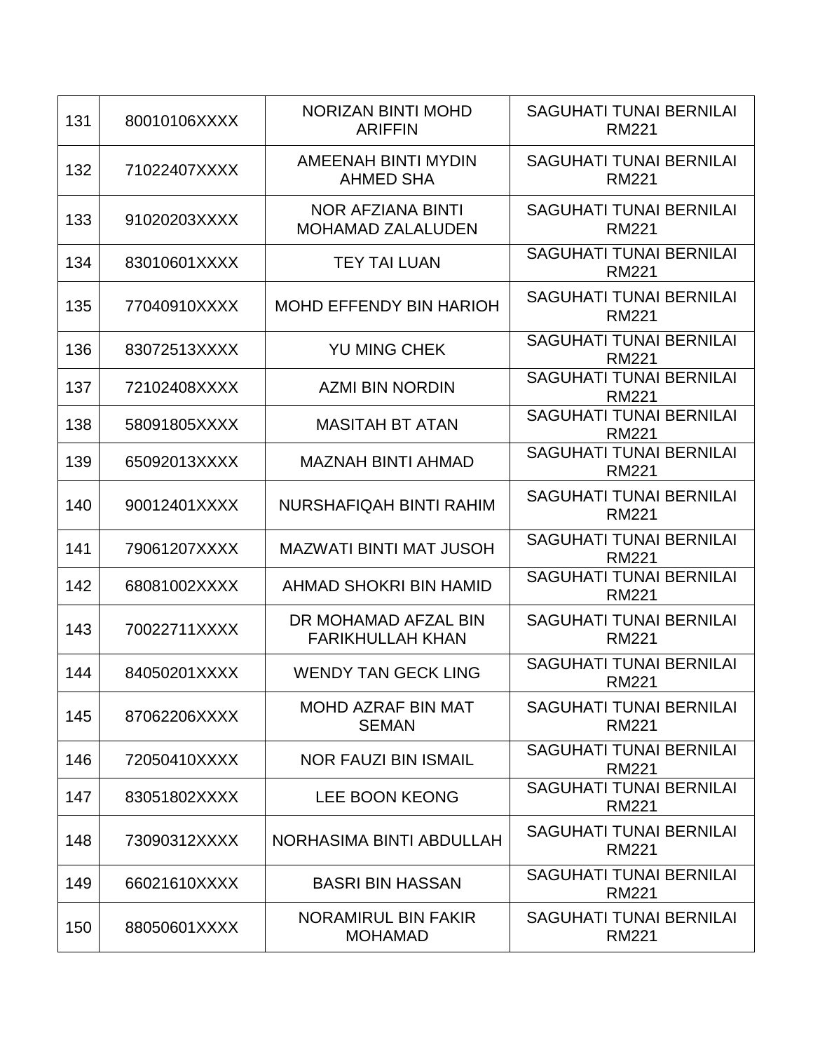| 131 | 80010106XXXX | NORIZAN BINTI MOHD ARIFFIN | SAGUHATI TUNAI BERNILAI RM221 |
|---|---|---|---|
| 132 | 71022407XXXX | AMEENAH BINTI MYDIN AHMED SHA | SAGUHATI TUNAI BERNILAI RM221 |
| 133 | 91020203XXXX | NOR AFZIANA BINTI MOHAMAD ZALALUDEN | SAGUHATI TUNAI BERNILAI RM221 |
| 134 | 83010601XXXX | TEY TAI LUAN | SAGUHATI TUNAI BERNILAI RM221 |
| 135 | 77040910XXXX | MOHD EFFENDY BIN HARIOH | SAGUHATI TUNAI BERNILAI RM221 |
| 136 | 83072513XXXX | YU MING CHEK | SAGUHATI TUNAI BERNILAI RM221 |
| 137 | 72102408XXXX | AZMI BIN NORDIN | SAGUHATI TUNAI BERNILAI RM221 |
| 138 | 58091805XXXX | MASITAH BT ATAN | SAGUHATI TUNAI BERNILAI RM221 |
| 139 | 65092013XXXX | MAZNAH BINTI AHMAD | SAGUHATI TUNAI BERNILAI RM221 |
| 140 | 90012401XXXX | NURSHAFIQAH BINTI RAHIM | SAGUHATI TUNAI BERNILAI RM221 |
| 141 | 79061207XXXX | MAZWATI BINTI MAT JUSOH | SAGUHATI TUNAI BERNILAI RM221 |
| 142 | 68081002XXXX | AHMAD SHOKRI BIN HAMID | SAGUHATI TUNAI BERNILAI RM221 |
| 143 | 70022711XXXX | DR MOHAMAD AFZAL BIN FARIKHULLAH KHAN | SAGUHATI TUNAI BERNILAI RM221 |
| 144 | 84050201XXXX | WENDY TAN GECK LING | SAGUHATI TUNAI BERNILAI RM221 |
| 145 | 87062206XXXX | MOHD AZRAF BIN MAT SEMAN | SAGUHATI TUNAI BERNILAI RM221 |
| 146 | 72050410XXXX | NOR FAUZI BIN ISMAIL | SAGUHATI TUNAI BERNILAI RM221 |
| 147 | 83051802XXXX | LEE BOON KEONG | SAGUHATI TUNAI BERNILAI RM221 |
| 148 | 73090312XXXX | NORHASIMA BINTI ABDULLAH | SAGUHATI TUNAI BERNILAI RM221 |
| 149 | 66021610XXXX | BASRI BIN HASSAN | SAGUHATI TUNAI BERNILAI RM221 |
| 150 | 88050601XXXX | NORAMIRUL BIN FAKIR MOHAMAD | SAGUHATI TUNAI BERNILAI RM221 |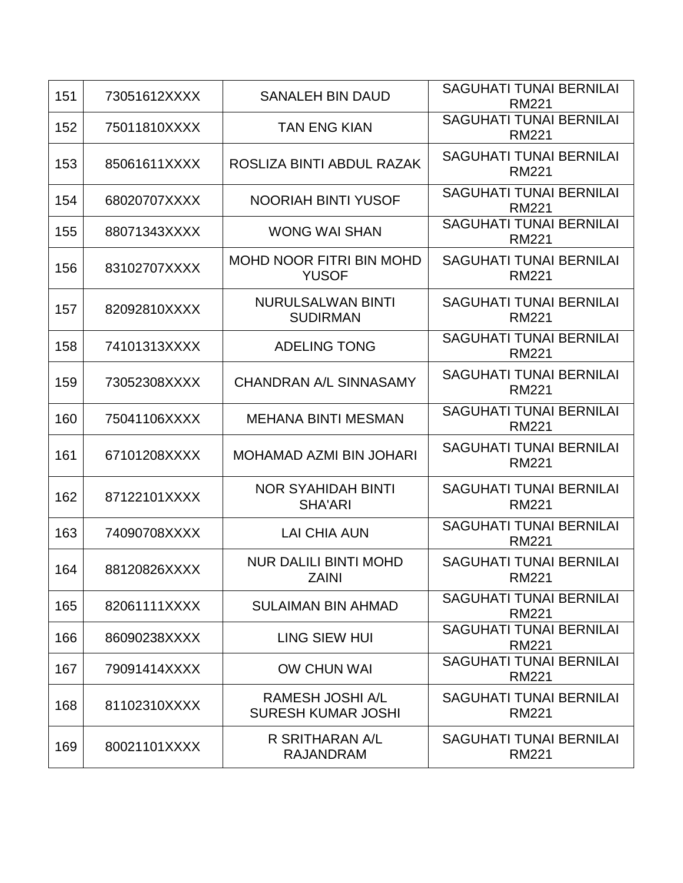| 151 | 73051612XXXX | SANALEH BIN DAUD | SAGUHATI TUNAI BERNILAI RM221 |
|---|---|---|---|
| 152 | 75011810XXXX | TAN ENG KIAN | SAGUHATI TUNAI BERNILAI RM221 |
| 153 | 85061611XXXX | ROSLIZA BINTI ABDUL RAZAK | SAGUHATI TUNAI BERNILAI RM221 |
| 154 | 68020707XXXX | NOORIAH BINTI YUSOF | SAGUHATI TUNAI BERNILAI RM221 |
| 155 | 88071343XXXX | WONG WAI SHAN | SAGUHATI TUNAI BERNILAI RM221 |
| 156 | 83102707XXXX | MOHD NOOR FITRI BIN MOHD YUSOF | SAGUHATI TUNAI BERNILAI RM221 |
| 157 | 82092810XXXX | NURULSALWAN BINTI SUDIRMAN | SAGUHATI TUNAI BERNILAI RM221 |
| 158 | 74101313XXXX | ADELING TONG | SAGUHATI TUNAI BERNILAI RM221 |
| 159 | 73052308XXXX | CHANDRAN A/L SINNASAMY | SAGUHATI TUNAI BERNILAI RM221 |
| 160 | 75041106XXXX | MEHANA BINTI MESMAN | SAGUHATI TUNAI BERNILAI RM221 |
| 161 | 67101208XXXX | MOHAMAD AZMI BIN JOHARI | SAGUHATI TUNAI BERNILAI RM221 |
| 162 | 87122101XXXX | NOR SYAHIDAH BINTI SHA'ARI | SAGUHATI TUNAI BERNILAI RM221 |
| 163 | 74090708XXXX | LAI CHIA AUN | SAGUHATI TUNAI BERNILAI RM221 |
| 164 | 88120826XXXX | NUR DALILI BINTI MOHD ZAINI | SAGUHATI TUNAI BERNILAI RM221 |
| 165 | 82061111XXXX | SULAIMAN BIN AHMAD | SAGUHATI TUNAI BERNILAI RM221 |
| 166 | 86090238XXXX | LING SIEW HUI | SAGUHATI TUNAI BERNILAI RM221 |
| 167 | 79091414XXXX | OW CHUN WAI | SAGUHATI TUNAI BERNILAI RM221 |
| 168 | 81102310XXXX | RAMESH JOSHI A/L SURESH KUMAR JOSHI | SAGUHATI TUNAI BERNILAI RM221 |
| 169 | 80021101XXXX | R SRITHARAN A/L RAJANDRAM | SAGUHATI TUNAI BERNILAI RM221 |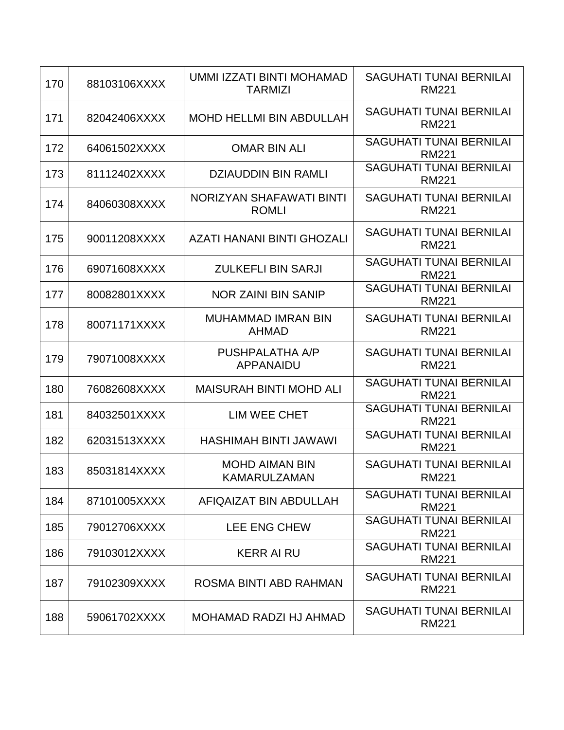| 170 | 88103106XXXX | UMMI IZZATI BINTI MOHAMAD TARMIZI | SAGUHATI TUNAI BERNILAI RM221 |
|---|---|---|---|
| 171 | 82042406XXXX | MOHD HELLMI BIN ABDULLAH | SAGUHATI TUNAI BERNILAI RM221 |
| 172 | 64061502XXXX | OMAR BIN ALI | SAGUHATI TUNAI BERNILAI RM221 |
| 173 | 81112402XXXX | DZIAUDDIN BIN RAMLI | SAGUHATI TUNAI BERNILAI RM221 |
| 174 | 84060308XXXX | NORIZYAN SHAFAWATI BINTI ROMLI | SAGUHATI TUNAI BERNILAI RM221 |
| 175 | 90011208XXXX | AZATI HANANI BINTI GHOZALI | SAGUHATI TUNAI BERNILAI RM221 |
| 176 | 69071608XXXX | ZULKEFLI BIN SARJI | SAGUHATI TUNAI BERNILAI RM221 |
| 177 | 80082801XXXX | NOR ZAINI BIN SANIP | SAGUHATI TUNAI BERNILAI RM221 |
| 178 | 80071171XXXX | MUHAMMAD IMRAN BIN AHMAD | SAGUHATI TUNAI BERNILAI RM221 |
| 179 | 79071008XXXX | PUSHPALATHA A/P APPANAIDU | SAGUHATI TUNAI BERNILAI RM221 |
| 180 | 76082608XXXX | MAISURAH BINTI MOHD ALI | SAGUHATI TUNAI BERNILAI RM221 |
| 181 | 84032501XXXX | LIM WEE CHET | SAGUHATI TUNAI BERNILAI RM221 |
| 182 | 62031513XXXX | HASHIMAH BINTI JAWAWI | SAGUHATI TUNAI BERNILAI RM221 |
| 183 | 85031814XXXX | MOHD AIMAN BIN KAMARULZAMAN | SAGUHATI TUNAI BERNILAI RM221 |
| 184 | 87101005XXXX | AFIQAIZAT BIN ABDULLAH | SAGUHATI TUNAI BERNILAI RM221 |
| 185 | 79012706XXXX | LEE ENG CHEW | SAGUHATI TUNAI BERNILAI RM221 |
| 186 | 79103012XXXX | KERR AI RU | SAGUHATI TUNAI BERNILAI RM221 |
| 187 | 79102309XXXX | ROSMA BINTI ABD RAHMAN | SAGUHATI TUNAI BERNILAI RM221 |
| 188 | 59061702XXXX | MOHAMAD RADZI HJ AHMAD | SAGUHATI TUNAI BERNILAI RM221 |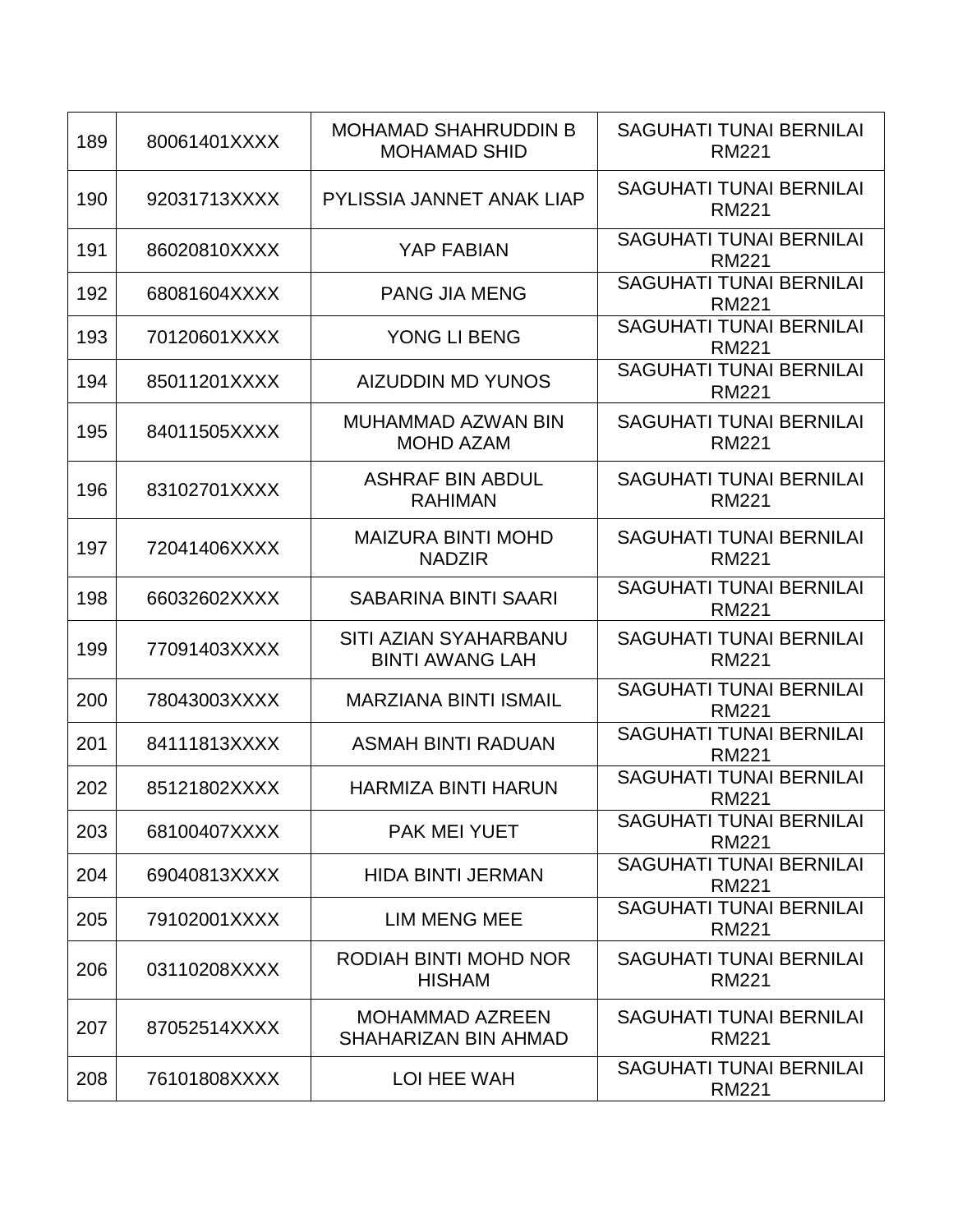| 189 | 80061401XXXX | MOHAMAD SHAHRUDDIN B MOHAMAD SHID | SAGUHATI TUNAI BERNILAI RM221 |
|---|---|---|---|
| 190 | 92031713XXXX | PYLISSIA JANNET ANAK LIAP | SAGUHATI TUNAI BERNILAI RM221 |
| 191 | 86020810XXXX | YAP FABIAN | SAGUHATI TUNAI BERNILAI RM221 |
| 192 | 68081604XXXX | PANG JIA MENG | SAGUHATI TUNAI BERNILAI RM221 |
| 193 | 70120601XXXX | YONG LI BENG | SAGUHATI TUNAI BERNILAI RM221 |
| 194 | 85011201XXXX | AIZUDDIN MD YUNOS | SAGUHATI TUNAI BERNILAI RM221 |
| 195 | 84011505XXXX | MUHAMMAD AZWAN BIN MOHD AZAM | SAGUHATI TUNAI BERNILAI RM221 |
| 196 | 83102701XXXX | ASHRAF BIN ABDUL RAHIMAN | SAGUHATI TUNAI BERNILAI RM221 |
| 197 | 72041406XXXX | MAIZURA BINTI MOHD NADZIR | SAGUHATI TUNAI BERNILAI RM221 |
| 198 | 66032602XXXX | SABARINA BINTI SAARI | SAGUHATI TUNAI BERNILAI RM221 |
| 199 | 77091403XXXX | SITI AZIAN SYAHARBANU BINTI AWANG LAH | SAGUHATI TUNAI BERNILAI RM221 |
| 200 | 78043003XXXX | MARZIANA BINTI ISMAIL | SAGUHATI TUNAI BERNILAI RM221 |
| 201 | 84111813XXXX | ASMAH BINTI RADUAN | SAGUHATI TUNAI BERNILAI RM221 |
| 202 | 85121802XXXX | HARMIZA BINTI HARUN | SAGUHATI TUNAI BERNILAI RM221 |
| 203 | 68100407XXXX | PAK MEI YUET | SAGUHATI TUNAI BERNILAI RM221 |
| 204 | 69040813XXXX | HIDA BINTI JERMAN | SAGUHATI TUNAI BERNILAI RM221 |
| 205 | 79102001XXXX | LIM MENG MEE | SAGUHATI TUNAI BERNILAI RM221 |
| 206 | 03110208XXXX | RODIAH BINTI MOHD NOR HISHAM | SAGUHATI TUNAI BERNILAI RM221 |
| 207 | 87052514XXXX | MOHAMMAD AZREEN SHAHARIZAN BIN AHMAD | SAGUHATI TUNAI BERNILAI RM221 |
| 208 | 76101808XXXX | LOI HEE WAH | SAGUHATI TUNAI BERNILAI RM221 |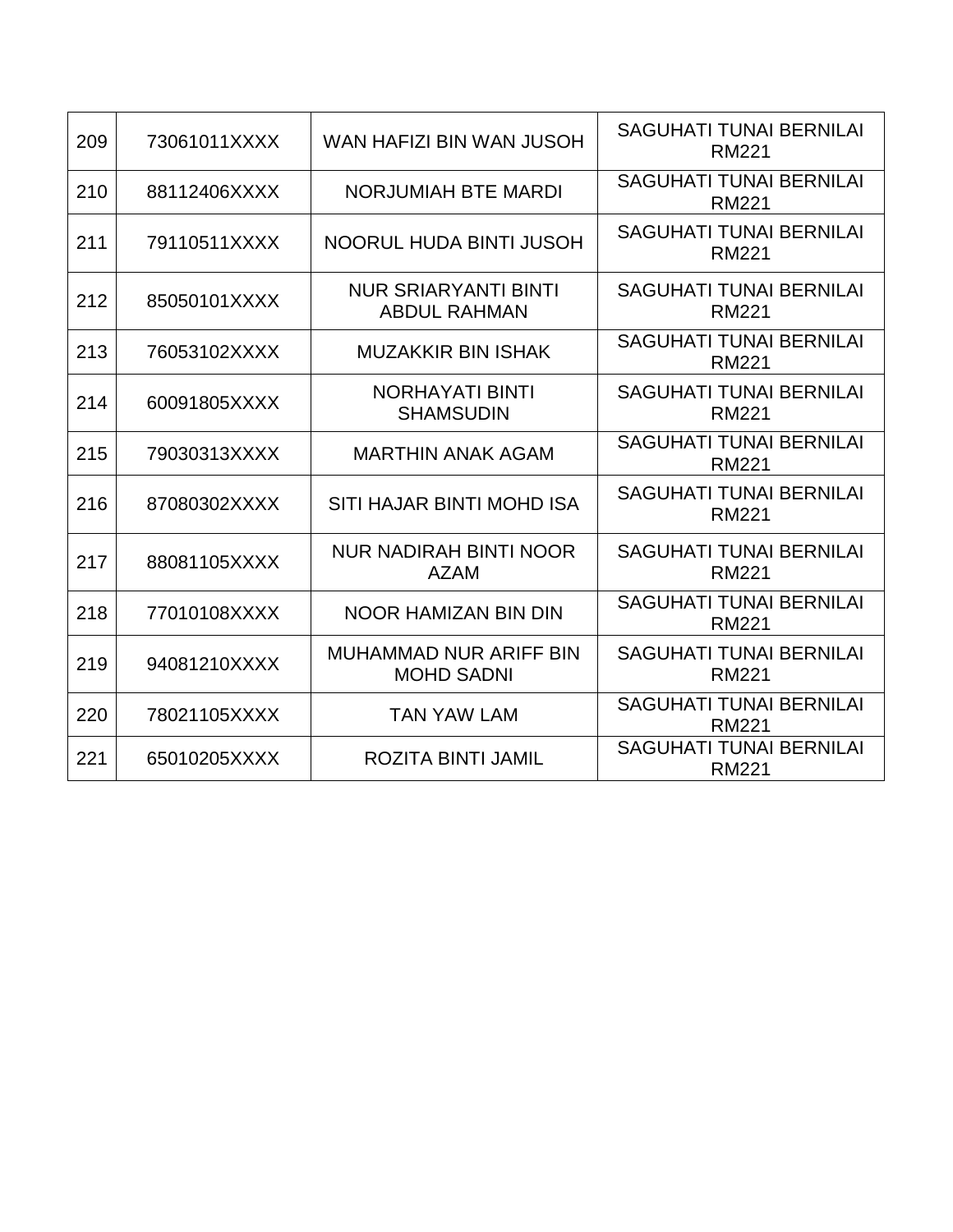| | | | |
|---|---|---|---|
| 209 | 73061011XXXX | WAN HAFIZI BIN WAN JUSOH | SAGUHATI TUNAI BERNILAI RM221 |
| 210 | 88112406XXXX | NORJUMIAH BTE MARDI | SAGUHATI TUNAI BERNILAI RM221 |
| 211 | 79110511XXXX | NOORUL HUDA BINTI JUSOH | SAGUHATI TUNAI BERNILAI RM221 |
| 212 | 85050101XXXX | NUR SRIARYANTI BINTI ABDUL RAHMAN | SAGUHATI TUNAI BERNILAI RM221 |
| 213 | 76053102XXXX | MUZAKKIR BIN ISHAK | SAGUHATI TUNAI BERNILAI RM221 |
| 214 | 60091805XXXX | NORHAYATI BINTI SHAMSUDIN | SAGUHATI TUNAI BERNILAI RM221 |
| 215 | 79030313XXXX | MARTHIN ANAK AGAM | SAGUHATI TUNAI BERNILAI RM221 |
| 216 | 87080302XXXX | SITI HAJAR BINTI MOHD ISA | SAGUHATI TUNAI BERNILAI RM221 |
| 217 | 88081105XXXX | NUR NADIRAH BINTI NOOR AZAM | SAGUHATI TUNAI BERNILAI RM221 |
| 218 | 77010108XXXX | NOOR HAMIZAN BIN DIN | SAGUHATI TUNAI BERNILAI RM221 |
| 219 | 94081210XXXX | MUHAMMAD NUR ARIFF BIN MOHD SADNI | SAGUHATI TUNAI BERNILAI RM221 |
| 220 | 78021105XXXX | TAN YAW LAM | SAGUHATI TUNAI BERNILAI RM221 |
| 221 | 65010205XXXX | ROZITA BINTI JAMIL | SAGUHATI TUNAI BERNILAI RM221 |